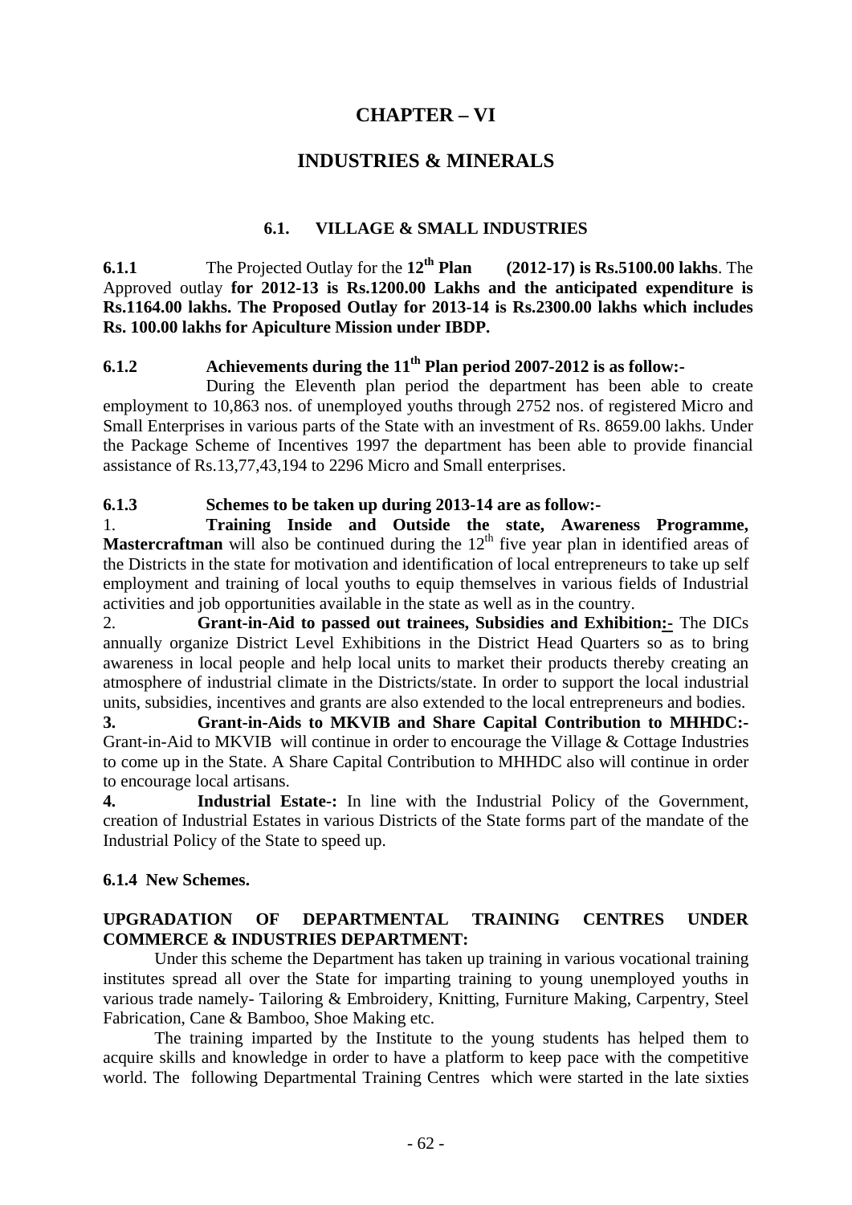# CHAPTER – VI

# INDUSTRIES & MINERALS

## 6.1. VILLAGE & SMALL INDUSTRIES

**6.1.1** The Projected Outlay for the **12th Plan (2012-17) is Rs.5100.00 lakhs**. The Approved outlay **for 2012-13 is Rs.1200.00 Lakhs and the anticipated expenditure is Rs.1164.00 lakhs. The Proposed Outlay for 2013-14 is Rs.2300.00 lakhs which includes Rs. 100.00 lakhs for Apiculture Mission under IBDP.**

**6.1.2 Achievements during the 11th Plan period 2007-2012 is as follow:-**

During the Eleventh plan period the department has been able to create employment to 10,863 nos. of unemployed youths through 2752 nos. of registered Micro and Small Enterprises in various parts of the State with an investment of Rs. 8659.00 lakhs. Under the Package Scheme of Incentives 1997 the department has been able to provide financial assistance of Rs.13,77,43,194 to 2296 Micro and Small enterprises.

**6.1.3 Schemes to be taken up during 2013-14 are as follow:-**

1. **Training Inside and Outside the state, Awareness Programme, Mastercraftman** will also be continued during the 12th five year plan in identified areas of the Districts in the state for motivation and identification of local entrepreneurs to take up self employment and training of local youths to equip themselves in various fields of Industrial activities and job opportunities available in the state as well as in the country.
2. **Grant-in-Aid to passed out trainees, Subsidies and Exhibition:-** The DICs annually organize District Level Exhibitions in the District Head Quarters so as to bring awareness in local people and help local units to market their products thereby creating an atmosphere of industrial climate in the Districts/state. In order to support the local industrial units, subsidies, incentives and grants are also extended to the local entrepreneurs and bodies.
3. **Grant-in-Aids to MKVIB and Share Capital Contribution to MHHDC:-** Grant-in-Aid to MKVIB will continue in order to encourage the Village & Cottage Industries to come up in the State. A Share Capital Contribution to MHHDC also will continue in order to encourage local artisans.
4. **Industrial Estate-:** In line with the Industrial Policy of the Government, creation of Industrial Estates in various Districts of the State forms part of the mandate of the Industrial Policy of the State to speed up.

**6.1.4 New Schemes.**

**UPGRADATION OF DEPARTMENTAL TRAINING CENTRES UNDER COMMERCE & INDUSTRIES DEPARTMENT:**

Under this scheme the Department has taken up training in various vocational training institutes spread all over the State for imparting training to young unemployed youths in various trade namely- Tailoring & Embroidery, Knitting, Furniture Making, Carpentry, Steel Fabrication, Cane & Bamboo, Shoe Making etc.

The training imparted by the Institute to the young students has helped them to acquire skills and knowledge in order to have a platform to keep pace with the competitive world. The following Departmental Training Centres which were started in the late sixties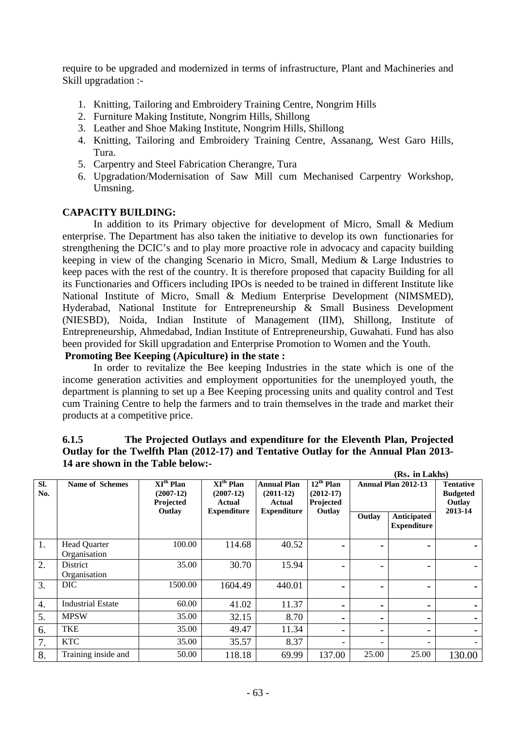require to be upgraded and modernized in terms of infrastructure, Plant and Machineries and Skill upgradation :-

1. Knitting, Tailoring and Embroidery Training Centre, Nongrim Hills
2. Furniture Making Institute, Nongrim Hills, Shillong
3. Leather and Shoe Making Institute, Nongrim Hills, Shillong
4. Knitting, Tailoring and Embroidery Training Centre, Assanang, West Garo Hills, Tura.
5. Carpentry and Steel Fabrication Cherangre, Tura
6. Upgradation/Modernisation of Saw Mill cum Mechanised Carpentry Workshop, Umsning.

**CAPACITY BUILDING:**

In addition to its Primary objective for development of Micro, Small & Medium enterprise. The Department has also taken the initiative to develop its own functionaries for strengthening the DCIC's and to play more proactive role in advocacy and capacity building keeping in view of the changing Scenario in Micro, Small, Medium & Large Industries to keep paces with the rest of the country. It is therefore proposed that capacity Building for all its Functionaries and Officers including IPOs is needed to be trained in different Institute like National Institute of Micro, Small & Medium Enterprise Development (NIMSMED), Hyderabad, National Institute for Entrepreneurship & Small Business Development (NIESBD), Noida, Indian Institute of Management (IIM), Shillong, Institute of Entrepreneurship, Ahmedabad, Indian Institute of Entrepreneurship, Guwahati. Fund has also been provided for Skill upgradation and Enterprise Promotion to Women and the Youth.

**Promoting Bee Keeping (Apiculture) in the state :**

In order to revitalize the Bee keeping Industries in the state which is one of the income generation activities and employment opportunities for the unemployed youth, the department is planning to set up a Bee Keeping processing units and quality control and Test cum Training Centre to help the farmers and to train themselves in the trade and market their products at a competitive price.

**6.1.5 The Projected Outlays and expenditure for the Eleventh Plan, Projected Outlay for the Twelfth Plan (2012-17) and Tentative Outlay for the Annual Plan 2013-14 are shown in the Table below:-**

(Rs. in Lakhs)

| Sl. No. | Name of Schemes | XIth Plan (2007-12) Projected Outlay | XIth Plan (2007-12) Actual Expenditure | Annual Plan (2011-12) Actual Expenditure | 12th Plan (2012-17) Projected Outlay | Annual Plan 2012-13 | | Tentative Budgeted Outlay 2013-14 |
|---|---|---|---|---|---|---|---|---|
| | | | | | | Outlay | Anticipated Expenditure | |
| 1. | Head Quarter Organisation | 100.00 | 114.68 | 40.52 | - | - | - | - |
| 2. | District Organisation | 35.00 | 30.70 | 15.94 | - | - | - | - |
| 3. | DIC | 1500.00 | 1604.49 | 440.01 | - | - | - | - |
| 4. | Industrial Estate | 60.00 | 41.02 | 11.37 | - | - | - | - |
| 5. | MPSW | 35.00 | 32.15 | 8.70 | - | - | - | - |
| 6. | TKE | 35.00 | 49.47 | 11.34 | - | - | - | - |
| 7. | KTC | 35.00 | 35.57 | 8.37 | - | - | - | - |
| 8. | Training inside and | 50.00 | 118.18 | 69.99 | 137.00 | 25.00 | 25.00 | 130.00 |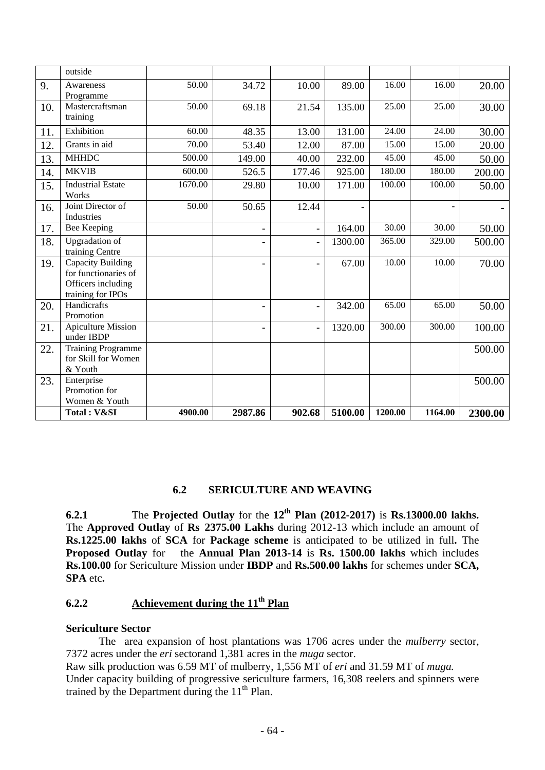|  | outside |  |  |  |  |  |  |  |
|---|---|---|---|---|---|---|---|---|
| 9. | Awareness Programme | 50.00 | 34.72 | 10.00 | 89.00 | 16.00 | 16.00 | 20.00 |
| 10. | Mastercraftsman training | 50.00 | 69.18 | 21.54 | 135.00 | 25.00 | 25.00 | 30.00 |
| 11. | Exhibition | 60.00 | 48.35 | 13.00 | 131.00 | 24.00 | 24.00 | 30.00 |
| 12. | Grants in aid | 70.00 | 53.40 | 12.00 | 87.00 | 15.00 | 15.00 | 20.00 |
| 13. | MHHDC | 500.00 | 149.00 | 40.00 | 232.00 | 45.00 | 45.00 | 50.00 |
| 14. | MKVIB | 600.00 | 526.5 | 177.46 | 925.00 | 180.00 | 180.00 | 200.00 |
| 15. | Industrial Estate Works | 1670.00 | 29.80 | 10.00 | 171.00 | 100.00 | 100.00 | 50.00 |
| 16. | Joint Director of Industries | 50.00 | 50.65 | 12.44 | - |  | - | - |
| 17. | Bee Keeping |  | - | - | 164.00 | 30.00 | 30.00 | 50.00 |
| 18. | Upgradation of training Centre |  | - | - | 1300.00 | 365.00 | 329.00 | 500.00 |
| 19. | Capacity Building for functionaries of Officers including training for IPOs |  | - | - | 67.00 | 10.00 | 10.00 | 70.00 |
| 20. | Handicrafts Promotion |  | - | - | 342.00 | 65.00 | 65.00 | 50.00 |
| 21. | Apiculture Mission under IBDP |  | - | - | 1320.00 | 300.00 | 300.00 | 100.00 |
| 22. | Training Programme for Skill for Women & Youth |  |  |  |  |  |  | 500.00 |
| 23. | Enterprise Promotion for Women & Youth |  |  |  |  |  |  | 500.00 |
|  | **Total : V&SI** | **4900.00** | **2987.86** | **902.68** | **5100.00** | **1200.00** | **1164.00** | **2300.00** |

## 6.2 SERICULTURE AND WEAVING

**6.2.1** The **Projected Outlay** for the **12th Plan (2012-2017)** is **Rs.13000.00 lakhs.** The **Approved Outlay** of **Rs 2375.00 Lakhs** during 2012-13 which include an amount of **Rs.1225.00 lakhs** of **SCA** for **Package scheme** is anticipated to be utilized in full**.** The **Proposed Outlay** for the **Annual Plan 2013-14** is **Rs. 1500.00 lakhs** which includes **Rs.100.00** for Sericulture Mission under **IBDP** and **Rs.500.00 lakhs** for schemes under **SCA, SPA** etc**.**

### 6.2.2 Achievement during the 11th Plan

**Sericulture Sector**

The area expansion of host plantations was 1706 acres under the *mulberry* sector, 7372 acres under the *eri* sectorand 1,381 acres in the *muga* sector.

Raw silk production was 6.59 MT of mulberry, 1,556 MT of *eri* and 31.59 MT of *muga.*

Under capacity building of progressive sericulture farmers, 16,308 reelers and spinners were trained by the Department during the 11th Plan.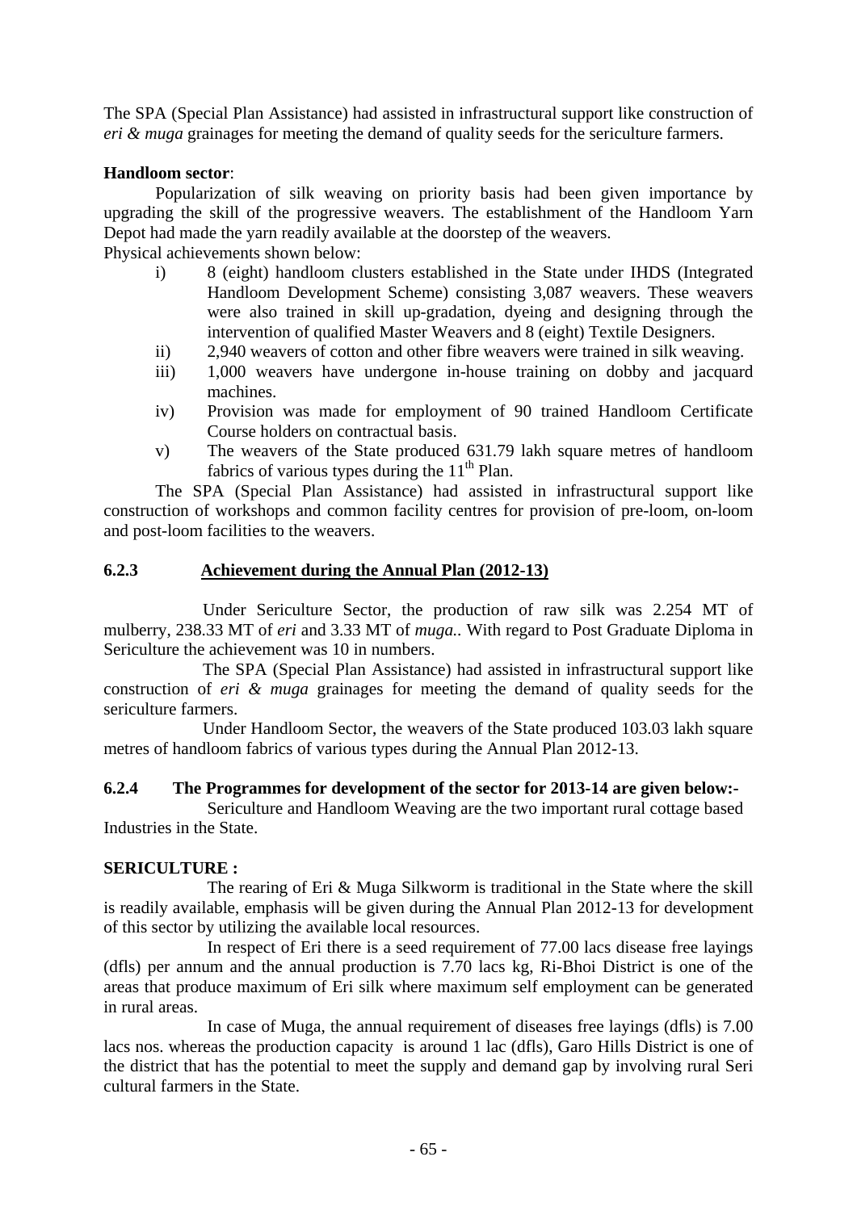The SPA (Special Plan Assistance) had assisted in infrastructural support like construction of *eri & muga* grainages for meeting the demand of quality seeds for the sericulture farmers.

**Handloom sector**:

Popularization of silk weaving on priority basis had been given importance by upgrading the skill of the progressive weavers. The establishment of the Handloom Yarn Depot had made the yarn readily available at the doorstep of the weavers.

Physical achievements shown below:

- i) 8 (eight) handloom clusters established in the State under IHDS (Integrated Handloom Development Scheme) consisting 3,087 weavers. These weavers were also trained in skill up-gradation, dyeing and designing through the intervention of qualified Master Weavers and 8 (eight) Textile Designers.
- ii) 2,940 weavers of cotton and other fibre weavers were trained in silk weaving.
- iii) 1,000 weavers have undergone in-house training on dobby and jacquard machines.
- iv) Provision was made for employment of 90 trained Handloom Certificate Course holders on contractual basis.
- v) The weavers of the State produced 631.79 lakh square metres of handloom fabrics of various types during the 11th Plan.

The SPA (Special Plan Assistance) had assisted in infrastructural support like construction of workshops and common facility centres for provision of pre-loom, on-loom and post-loom facilities to the weavers.

### 6.2.3 Achievement during the Annual Plan (2012-13)

Under Sericulture Sector, the production of raw silk was 2.254 MT of mulberry, 238.33 MT of *eri* and 3.33 MT of *muga.*. With regard to Post Graduate Diploma in Sericulture the achievement was 10 in numbers.

The SPA (Special Plan Assistance) had assisted in infrastructural support like construction of *eri & muga* grainages for meeting the demand of quality seeds for the sericulture farmers.

Under Handloom Sector, the weavers of the State produced 103.03 lakh square metres of handloom fabrics of various types during the Annual Plan 2012-13.

### 6.2.4 The Programmes for development of the sector for 2013-14 are given below:-

Sericulture and Handloom Weaving are the two important rural cottage based Industries in the State.

**SERICULTURE :**

The rearing of Eri & Muga Silkworm is traditional in the State where the skill is readily available, emphasis will be given during the Annual Plan 2012-13 for development of this sector by utilizing the available local resources.

In respect of Eri there is a seed requirement of 77.00 lacs disease free layings (dfls) per annum and the annual production is 7.70 lacs kg, Ri-Bhoi District is one of the areas that produce maximum of Eri silk where maximum self employment can be generated in rural areas.

In case of Muga, the annual requirement of diseases free layings (dfls) is 7.00 lacs nos. whereas the production capacity is around 1 lac (dfls), Garo Hills District is one of the district that has the potential to meet the supply and demand gap by involving rural Seri cultural farmers in the State.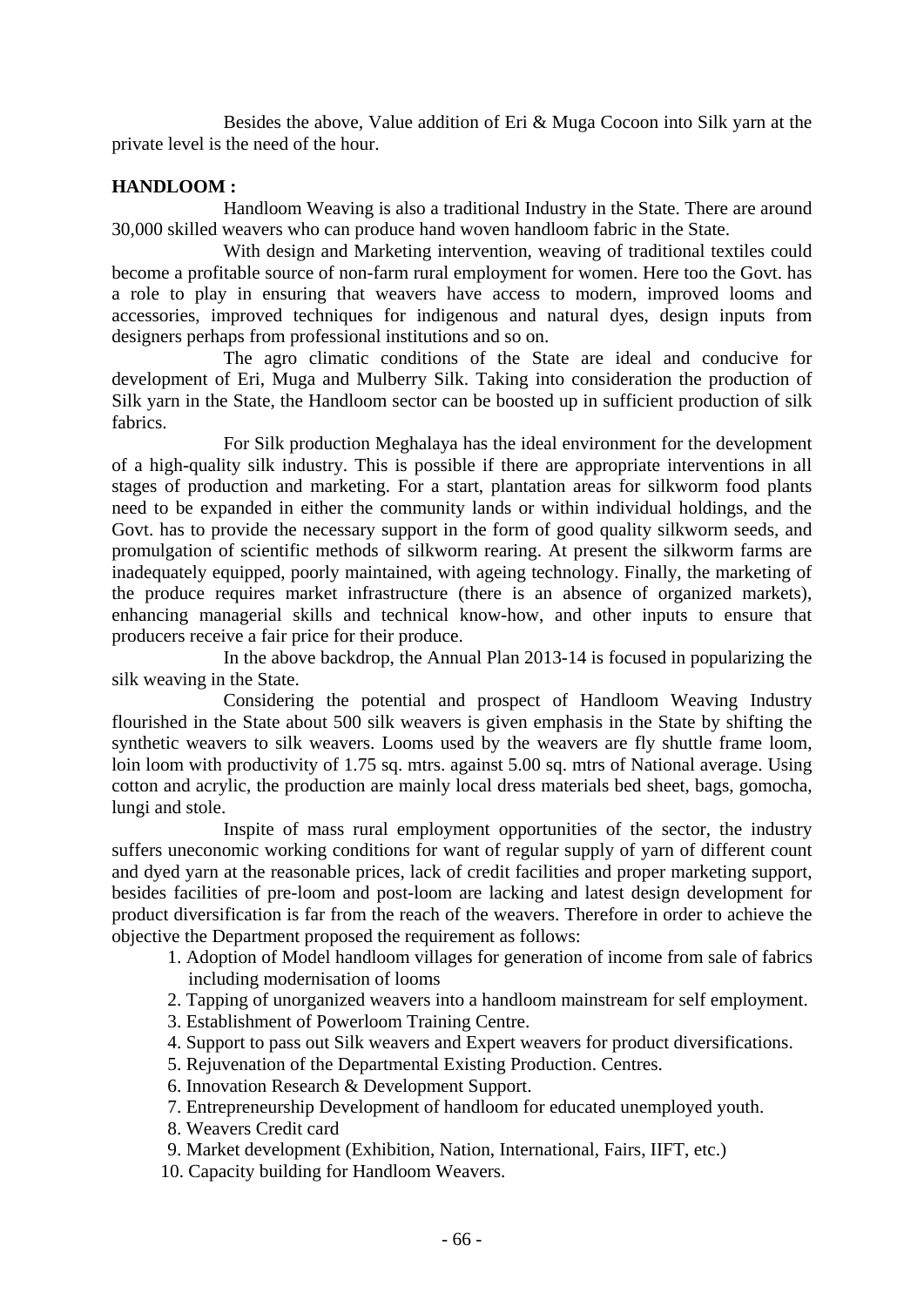Besides the above, Value addition of Eri & Muga Cocoon into Silk yarn at the private level is the need of the hour.

**HANDLOOM :**

Handloom Weaving is also a traditional Industry in the State. There are around 30,000 skilled weavers who can produce hand woven handloom fabric in the State.

With design and Marketing intervention, weaving of traditional textiles could become a profitable source of non-farm rural employment for women. Here too the Govt. has a role to play in ensuring that weavers have access to modern, improved looms and accessories, improved techniques for indigenous and natural dyes, design inputs from designers perhaps from professional institutions and so on.

The agro climatic conditions of the State are ideal and conducive for development of Eri, Muga and Mulberry Silk. Taking into consideration the production of Silk yarn in the State, the Handloom sector can be boosted up in sufficient production of silk fabrics.

For Silk production Meghalaya has the ideal environment for the development of a high-quality silk industry. This is possible if there are appropriate interventions in all stages of production and marketing. For a start, plantation areas for silkworm food plants need to be expanded in either the community lands or within individual holdings, and the Govt. has to provide the necessary support in the form of good quality silkworm seeds, and promulgation of scientific methods of silkworm rearing. At present the silkworm farms are inadequately equipped, poorly maintained, with ageing technology. Finally, the marketing of the produce requires market infrastructure (there is an absence of organized markets), enhancing managerial skills and technical know-how, and other inputs to ensure that producers receive a fair price for their produce.

In the above backdrop, the Annual Plan 2013-14 is focused in popularizing the silk weaving in the State.

Considering the potential and prospect of Handloom Weaving Industry flourished in the State about 500 silk weavers is given emphasis in the State by shifting the synthetic weavers to silk weavers. Looms used by the weavers are fly shuttle frame loom, loin loom with productivity of 1.75 sq. mtrs. against 5.00 sq. mtrs of National average. Using cotton and acrylic, the production are mainly local dress materials bed sheet, bags, gomocha, lungi and stole.

Inspite of mass rural employment opportunities of the sector, the industry suffers uneconomic working conditions for want of regular supply of yarn of different count and dyed yarn at the reasonable prices, lack of credit facilities and proper marketing support, besides facilities of pre-loom and post-loom are lacking and latest design development for product diversification is far from the reach of the weavers. Therefore in order to achieve the objective the Department proposed the requirement as follows:

1. Adoption of Model handloom villages for generation of income from sale of fabrics including modernisation of looms
2. Tapping of unorganized weavers into a handloom mainstream for self employment.
3. Establishment of Powerloom Training Centre.
4. Support to pass out Silk weavers and Expert weavers for product diversifications.
5. Rejuvenation of the Departmental Existing Production. Centres.
6. Innovation Research & Development Support.
7. Entrepreneurship Development of handloom for educated unemployed youth.
8. Weavers Credit card
9. Market development (Exhibition, Nation, International, Fairs, IIFT, etc.)
10. Capacity building for Handloom Weavers.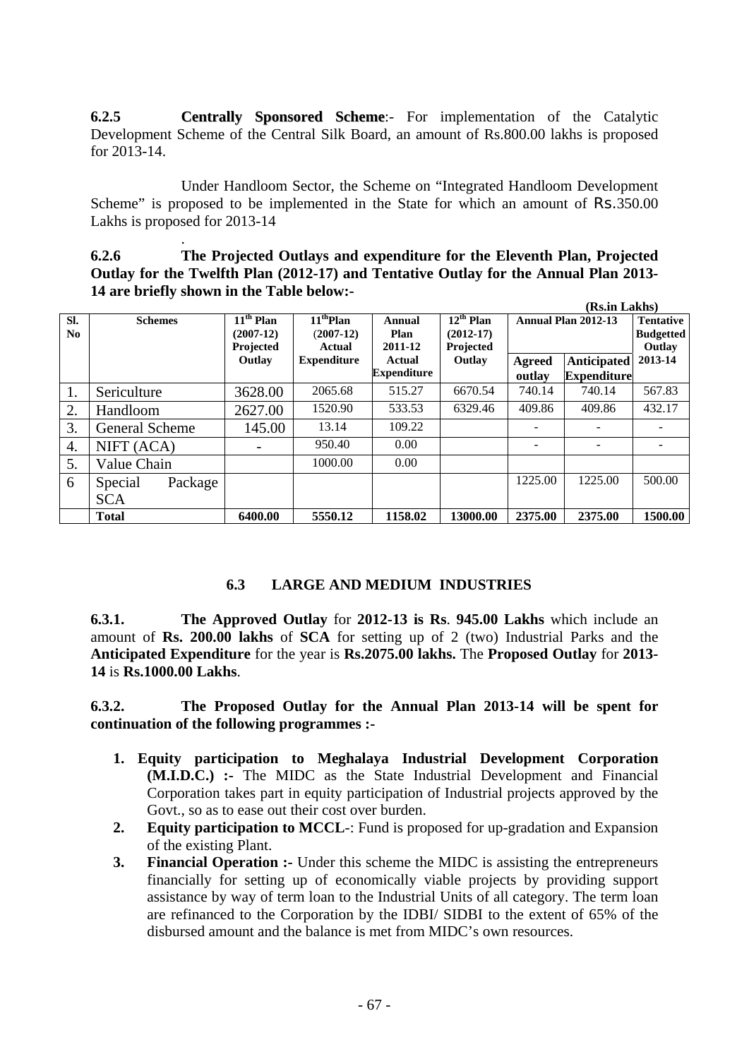**6.2.5** **Centrally Sponsored Scheme**:- For implementation of the Catalytic Development Scheme of the Central Silk Board, an amount of Rs.800.00 lakhs is proposed for 2013-14.

Under Handloom Sector, the Scheme on "Integrated Handloom Development Scheme" is proposed to be implemented in the State for which an amount of Rs.350.00 Lakhs is proposed for 2013-14

**6.2.6** **The Projected Outlays and expenditure for the Eleventh Plan, Projected Outlay for the Twelfth Plan (2012-17) and Tentative Outlay for the Annual Plan 2013-14 are briefly shown in the Table below:-**

**(Rs.in Lakhs)**

| Sl. No | Schemes | 11th Plan (2007-12) Projected Outlay | 11th Plan (2007-12) Actual Expenditure | Annual Plan 2011-12 Actual Expenditure | 12th Plan (2012-17) Projected Outlay | Annual Plan 2012-13 | | Tentative Budgetted Outlay 2013-14 |
|---|---|---|---|---|---|---|---|---|
| | | | | | | Agreed outlay | Anticipated Expenditure | |
| 1. | Sericulture | 3628.00 | 2065.68 | 515.27 | 6670.54 | 740.14 | 740.14 | 567.83 |
| 2. | Handloom | 2627.00 | 1520.90 | 533.53 | 6329.46 | 409.86 | 409.86 | 432.17 |
| 3. | General Scheme | 145.00 | 13.14 | 109.22 | | - | - | - |
| 4. | NIFT (ACA) | - | 950.40 | 0.00 | | - | - | - |
| 5. | Value Chain | | 1000.00 | 0.00 | | | | |
| 6 | Special Package SCA | | | | | 1225.00 | 1225.00 | 500.00 |
| | **Total** | **6400.00** | **5550.12** | **1158.02** | **13000.00** | **2375.00** | **2375.00** | **1500.00** |

## 6.3 LARGE AND MEDIUM INDUSTRIES

**6.3.1.** **The Approved Outlay** for **2012-13 is Rs**. **945.00 Lakhs** which include an amount of **Rs. 200.00 lakhs** of **SCA** for setting up of 2 (two) Industrial Parks and the **Anticipated Expenditure** for the year is **Rs.2075.00 lakhs.** The **Proposed Outlay** for **2013-14** is **Rs.1000.00 Lakhs**.

**6.3.2.** **The Proposed Outlay for the Annual Plan 2013-14 will be spent for continuation of the following programmes :-**

1. **Equity participation to Meghalaya Industrial Development Corporation (M.I.D.C.) :-** The MIDC as the State Industrial Development and Financial Corporation takes part in equity participation of Industrial projects approved by the Govt., so as to ease out their cost over burden.
2. **Equity participation to MCCL**-: Fund is proposed for up-gradation and Expansion of the existing Plant.
3. **Financial Operation :-** Under this scheme the MIDC is assisting the entrepreneurs financially for setting up of economically viable projects by providing support assistance by way of term loan to the Industrial Units of all category. The term loan are refinanced to the Corporation by the IDBI/ SIDBI to the extent of 65% of the disbursed amount and the balance is met from MIDC's own resources.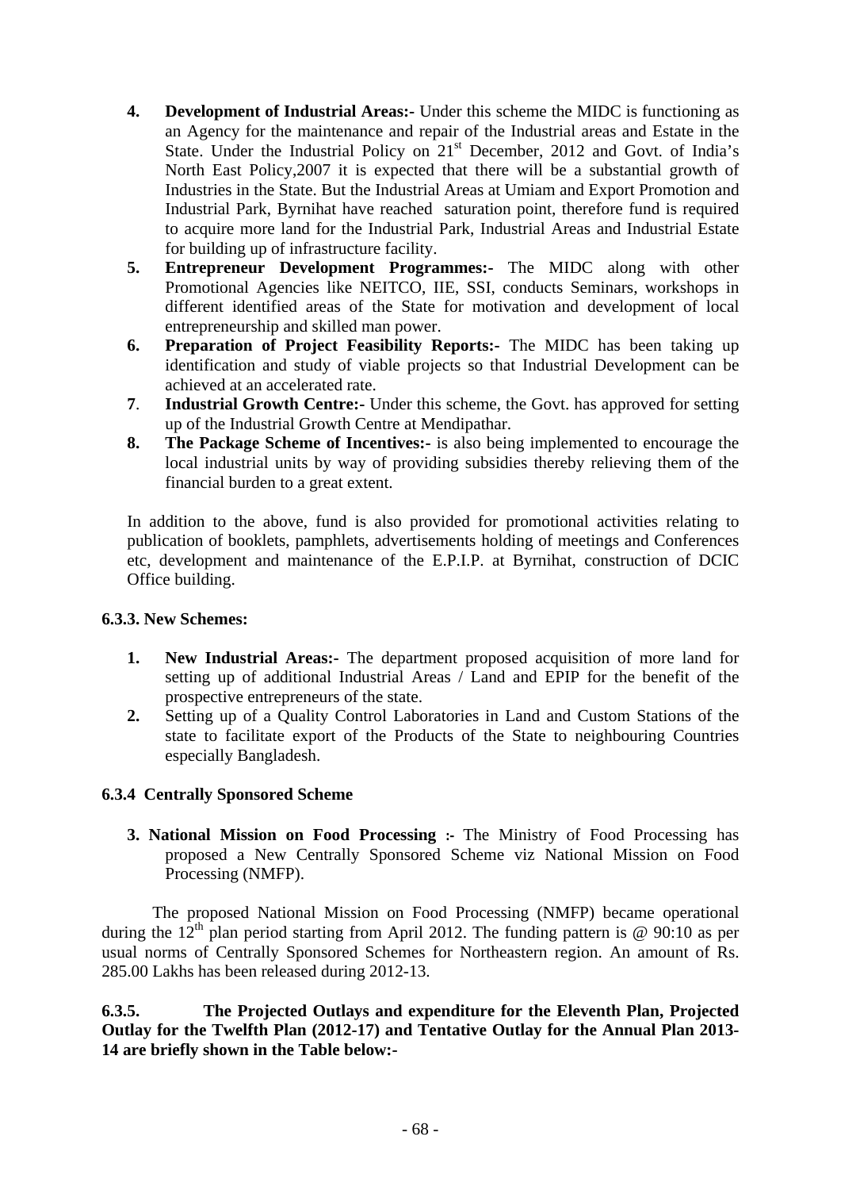4. **Development of Industrial Areas:-** Under this scheme the MIDC is functioning as an Agency for the maintenance and repair of the Industrial areas and Estate in the State. Under the Industrial Policy on 21st December, 2012 and Govt. of India's North East Policy,2007 it is expected that there will be a substantial growth of Industries in the State. But the Industrial Areas at Umiam and Export Promotion and Industrial Park, Byrnihat have reached saturation point, therefore fund is required to acquire more land for the Industrial Park, Industrial Areas and Industrial Estate for building up of infrastructure facility.
5. **Entrepreneur Development Programmes:-** The MIDC along with other Promotional Agencies like NEITCO, IIE, SSI, conducts Seminars, workshops in different identified areas of the State for motivation and development of local entrepreneurship and skilled man power.
6. **Preparation of Project Feasibility Reports:-** The MIDC has been taking up identification and study of viable projects so that Industrial Development can be achieved at an accelerated rate.
7. **Industrial Growth Centre:-** Under this scheme, the Govt. has approved for setting up of the Industrial Growth Centre at Mendipathar.
8. **The Package Scheme of Incentives:-** is also being implemented to encourage the local industrial units by way of providing subsidies thereby relieving them of the financial burden to a great extent.

In addition to the above, fund is also provided for promotional activities relating to publication of booklets, pamphlets, advertisements holding of meetings and Conferences etc, development and maintenance of the E.P.I.P. at Byrnihat, construction of DCIC Office building.

**6.3.3. New Schemes:**

1. **New Industrial Areas:-** The department proposed acquisition of more land for setting up of additional Industrial Areas / Land and EPIP for the benefit of the prospective entrepreneurs of the state.
2. Setting up of a Quality Control Laboratories in Land and Custom Stations of the state to facilitate export of the Products of the State to neighbouring Countries especially Bangladesh.

**6.3.4 Centrally Sponsored Scheme**

3. **National Mission on Food Processing :-** The Ministry of Food Processing has proposed a New Centrally Sponsored Scheme viz National Mission on Food Processing (NMFP).

The proposed National Mission on Food Processing (NMFP) became operational during the 12th plan period starting from April 2012. The funding pattern is @ 90:10 as per usual norms of Centrally Sponsored Schemes for Northeastern region. An amount of Rs. 285.00 Lakhs has been released during 2012-13.

**6.3.5. The Projected Outlays and expenditure for the Eleventh Plan, Projected Outlay for the Twelfth Plan (2012-17) and Tentative Outlay for the Annual Plan 2013-14 are briefly shown in the Table below:-**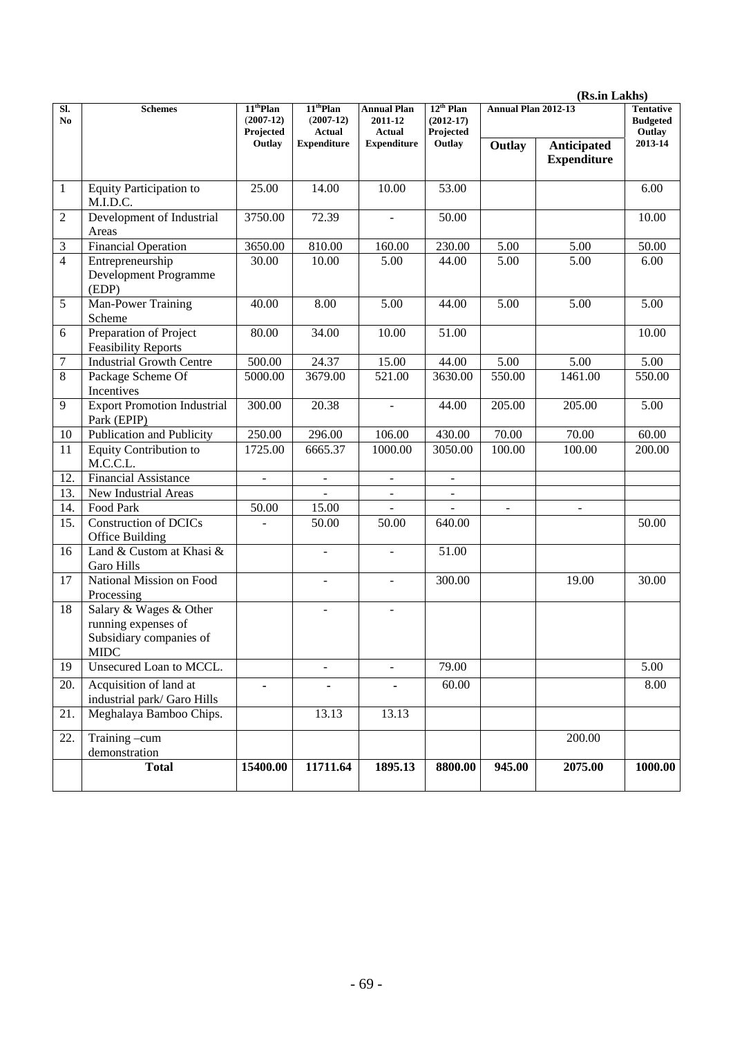(Rs.in Lakhs)

| Sl. No | Schemes | $11^{th}$Plan (2007-12) Projected Outlay | $11^{th}$Plan (2007-12) Actual Expenditure | Annual Plan 2011-12 Actual Expenditure | $12^{th}$ Plan (2012-17) Projected Outlay | Annual Plan 2012-13 | | Tentative Budgeted Outlay 2013-14 |
|---|---|---|---|---|---|---|---|---|
| | | | | | | Outlay | Anticipated Expenditure | |
| 1 | Equity Participation to M.I.D.C. | 25.00 | 14.00 | 10.00 | 53.00 | | | 6.00 |
| 2 | Development of Industrial Areas | 3750.00 | 72.39 | - | 50.00 | | | 10.00 |
| 3 | Financial Operation | 3650.00 | 810.00 | 160.00 | 230.00 | 5.00 | 5.00 | 50.00 |
| 4 | Entrepreneurship Development Programme (EDP) | 30.00 | 10.00 | 5.00 | 44.00 | 5.00 | 5.00 | 6.00 |
| 5 | Man-Power Training Scheme | 40.00 | 8.00 | 5.00 | 44.00 | 5.00 | 5.00 | 5.00 |
| 6 | Preparation of Project Feasibility Reports | 80.00 | 34.00 | 10.00 | 51.00 | | | 10.00 |
| 7 | Industrial Growth Centre | 500.00 | 24.37 | 15.00 | 44.00 | 5.00 | 5.00 | 5.00 |
| 8 | Package Scheme Of Incentives | 5000.00 | 3679.00 | 521.00 | 3630.00 | 550.00 | 1461.00 | 550.00 |
| 9 | Export Promotion Industrial Park (EPIP) | 300.00 | 20.38 | - | 44.00 | 205.00 | 205.00 | 5.00 |
| 10 | Publication and Publicity | 250.00 | 296.00 | 106.00 | 430.00 | 70.00 | 70.00 | 60.00 |
| 11 | Equity Contribution to M.C.C.L. | 1725.00 | 6665.37 | 1000.00 | 3050.00 | 100.00 | 100.00 | 200.00 |
| 12. | Financial Assistance | - | - | - | - | | | |
| 13. | New Industrial Areas | | - | - | - | | | |
| 14. | Food Park | 50.00 | 15.00 | - | - | - | - | |
| 15. | Construction of DCICs Office Building | - | 50.00 | 50.00 | 640.00 | | | 50.00 |
| 16 | Land & Custom at Khasi & Garo Hills | | - | - | 51.00 | | | |
| 17 | National Mission on Food Processing | | - | - | 300.00 | | 19.00 | 30.00 |
| 18 | Salary & Wages & Other running expenses of Subsidiary companies of MIDC | | - | - | | | | |
| 19 | Unsecured Loan to MCCL. | | - | - | 79.00 | | | 5.00 |
| 20. | Acquisition of land at industrial park/ Garo Hills | - | - | - | 60.00 | | | 8.00 |
| 21. | Meghalaya Bamboo Chips. | | 13.13 | 13.13 | | | | |
| 22. | Training –cum demonstration | | | | | | 200.00 | |
| | **Total** | **15400.00** | **11711.64** | **1895.13** | **8800.00** | **945.00** | **2075.00** | **1000.00** |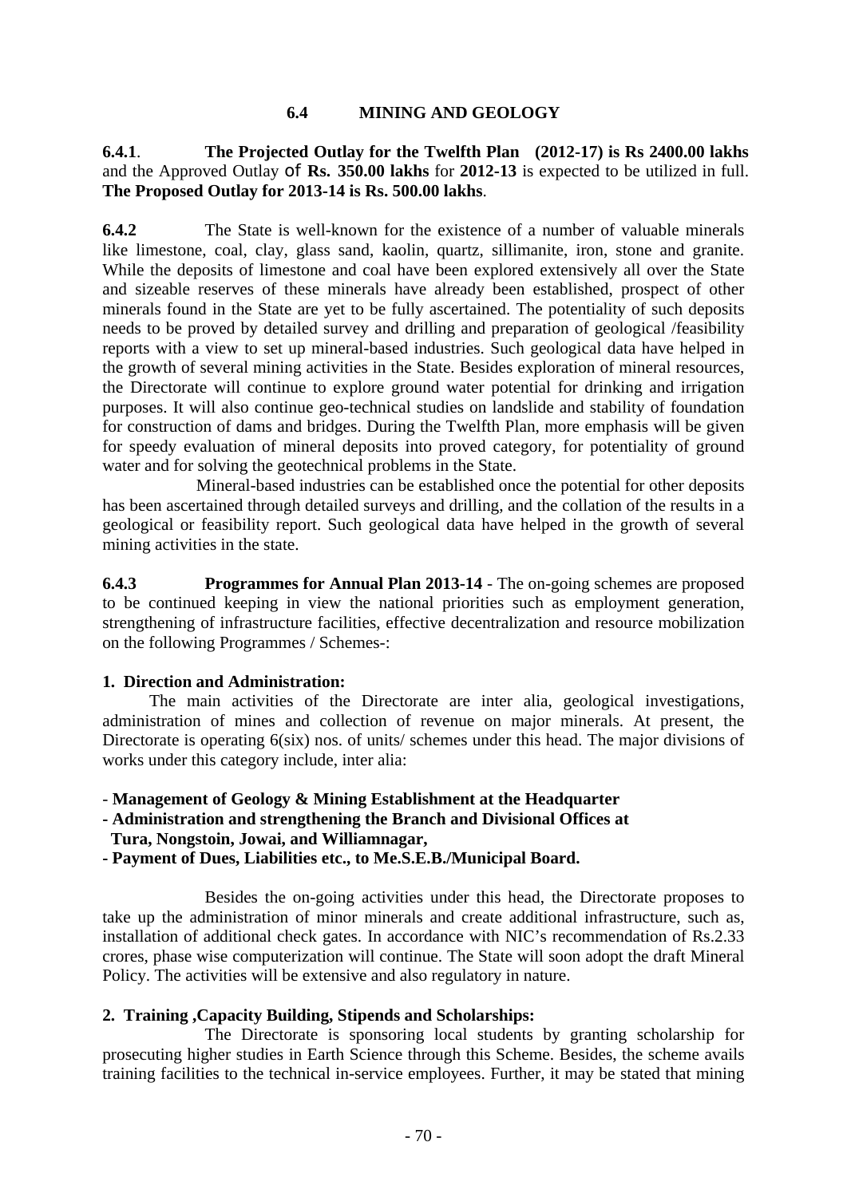## 6.4 MINING AND GEOLOGY

**6.4.1**. **The Projected Outlay for the Twelfth Plan (2012-17) is Rs 2400.00 lakhs** and the Approved Outlay of **Rs. 350.00 lakhs** for **2012-13** is expected to be utilized in full. **The Proposed Outlay for 2013-14 is Rs. 500.00 lakhs**.

**6.4.2** The State is well-known for the existence of a number of valuable minerals like limestone, coal, clay, glass sand, kaolin, quartz, sillimanite, iron, stone and granite. While the deposits of limestone and coal have been explored extensively all over the State and sizeable reserves of these minerals have already been established, prospect of other minerals found in the State are yet to be fully ascertained. The potentiality of such deposits needs to be proved by detailed survey and drilling and preparation of geological /feasibility reports with a view to set up mineral-based industries. Such geological data have helped in the growth of several mining activities in the State. Besides exploration of mineral resources, the Directorate will continue to explore ground water potential for drinking and irrigation purposes. It will also continue geo-technical studies on landslide and stability of foundation for construction of dams and bridges. During the Twelfth Plan, more emphasis will be given for speedy evaluation of mineral deposits into proved category, for potentiality of ground water and for solving the geotechnical problems in the State.

Mineral-based industries can be established once the potential for other deposits has been ascertained through detailed surveys and drilling, and the collation of the results in a geological or feasibility report. Such geological data have helped in the growth of several mining activities in the state.

**6.4.3** **Programmes for Annual Plan 2013-14** - The on-going schemes are proposed to be continued keeping in view the national priorities such as employment generation, strengthening of infrastructure facilities, effective decentralization and resource mobilization on the following Programmes / Schemes-:

**1. Direction and Administration:**

The main activities of the Directorate are inter alia, geological investigations, administration of mines and collection of revenue on major minerals. At present, the Directorate is operating 6(six) nos. of units/ schemes under this head. The major divisions of works under this category include, inter alia:

- **Management of Geology & Mining Establishment at the Headquarter**
- **Administration and strengthening the Branch and Divisional Offices at Tura, Nongstoin, Jowai, and Williamnagar,**
- **Payment of Dues, Liabilities etc., to Me.S.E.B./Municipal Board.**

Besides the on-going activities under this head, the Directorate proposes to take up the administration of minor minerals and create additional infrastructure, such as, installation of additional check gates. In accordance with NIC's recommendation of Rs.2.33 crores, phase wise computerization will continue. The State will soon adopt the draft Mineral Policy. The activities will be extensive and also regulatory in nature.

**2. Training ,Capacity Building, Stipends and Scholarships:**

The Directorate is sponsoring local students by granting scholarship for prosecuting higher studies in Earth Science through this Scheme. Besides, the scheme avails training facilities to the technical in-service employees. Further, it may be stated that mining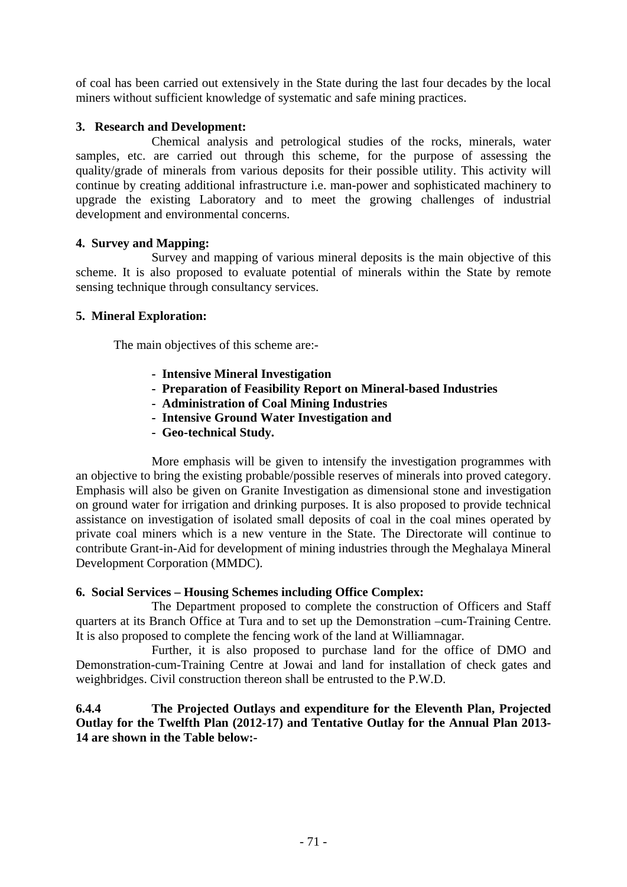of coal has been carried out extensively in the State during the last four decades by the local miners without sufficient knowledge of systematic and safe mining practices.

**3. Research and Development:**

Chemical analysis and petrological studies of the rocks, minerals, water samples, etc. are carried out through this scheme, for the purpose of assessing the quality/grade of minerals from various deposits for their possible utility. This activity will continue by creating additional infrastructure i.e. man-power and sophisticated machinery to upgrade the existing Laboratory and to meet the growing challenges of industrial development and environmental concerns.

**4. Survey and Mapping:**

Survey and mapping of various mineral deposits is the main objective of this scheme. It is also proposed to evaluate potential of minerals within the State by remote sensing technique through consultancy services.

**5. Mineral Exploration:**

The main objectives of this scheme are:-

- **Intensive Mineral Investigation**
- **Preparation of Feasibility Report on Mineral-based Industries**
- **Administration of Coal Mining Industries**
- **Intensive Ground Water Investigation and**
- **Geo-technical Study.**

More emphasis will be given to intensify the investigation programmes with an objective to bring the existing probable/possible reserves of minerals into proved category. Emphasis will also be given on Granite Investigation as dimensional stone and investigation on ground water for irrigation and drinking purposes. It is also proposed to provide technical assistance on investigation of isolated small deposits of coal in the coal mines operated by private coal miners which is a new venture in the State. The Directorate will continue to contribute Grant-in-Aid for development of mining industries through the Meghalaya Mineral Development Corporation (MMDC).

**6. Social Services – Housing Schemes including Office Complex:**

The Department proposed to complete the construction of Officers and Staff quarters at its Branch Office at Tura and to set up the Demonstration –cum-Training Centre. It is also proposed to complete the fencing work of the land at Williamnagar.

Further, it is also proposed to purchase land for the office of DMO and Demonstration-cum-Training Centre at Jowai and land for installation of check gates and weighbridges. Civil construction thereon shall be entrusted to the P.W.D.

**6.4.4 The Projected Outlays and expenditure for the Eleventh Plan, Projected Outlay for the Twelfth Plan (2012-17) and Tentative Outlay for the Annual Plan 2013-14 are shown in the Table below:-**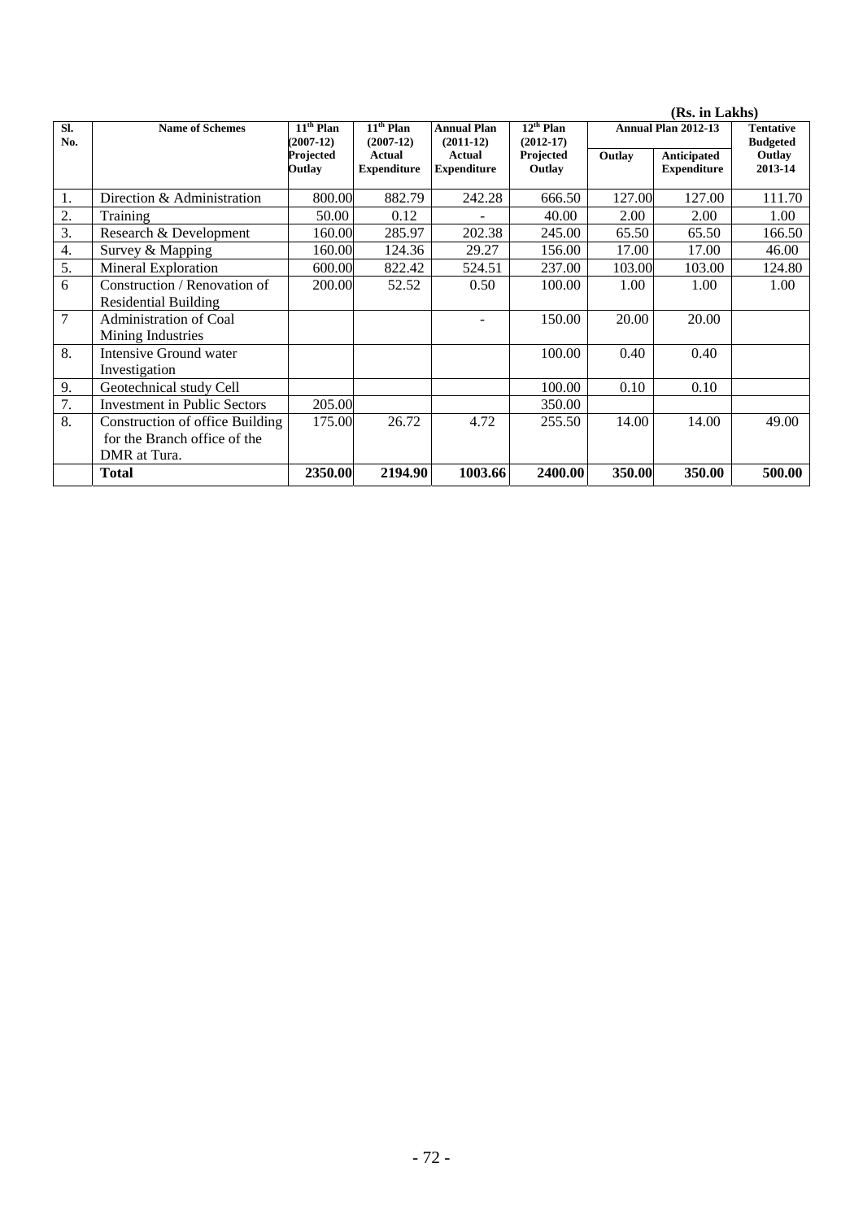**(Rs. in Lakhs)**

| Sl. No. | Name of Schemes | 11th Plan (2007-12) Projected Outlay | 11th Plan (2007-12) Actual Expenditure | Annual Plan (2011-12) Actual Expenditure | 12th Plan (2012-17) Projected Outlay | Annual Plan 2012-13 | | Tentative Budgeted Outlay 2013-14 |
|---|---|---|---|---|---|---|---|---|
| | | | | | | Outlay | Anticipated Expenditure | |
| 1. | Direction & Administration | 800.00 | 882.79 | 242.28 | 666.50 | 127.00 | 127.00 | 111.70 |
| 2. | Training | 50.00 | 0.12 | - | 40.00 | 2.00 | 2.00 | 1.00 |
| 3. | Research & Development | 160.00 | 285.97 | 202.38 | 245.00 | 65.50 | 65.50 | 166.50 |
| 4. | Survey & Mapping | 160.00 | 124.36 | 29.27 | 156.00 | 17.00 | 17.00 | 46.00 |
| 5. | Mineral Exploration | 600.00 | 822.42 | 524.51 | 237.00 | 103.00 | 103.00 | 124.80 |
| 6 | Construction / Renovation of Residential Building | 200.00 | 52.52 | 0.50 | 100.00 | 1.00 | 1.00 | 1.00 |
| 7 | Administration of Coal Mining Industries | | | - | 150.00 | 20.00 | 20.00 | |
| 8. | Intensive Ground water Investigation | | | | 100.00 | 0.40 | 0.40 | |
| 9. | Geotechnical study Cell | | | | 100.00 | 0.10 | 0.10 | |
| 7. | Investment in Public Sectors | 205.00 | | | 350.00 | | | |
| 8. | Construction of office Building for the Branch office of the DMR at Tura. | 175.00 | 26.72 | 4.72 | 255.50 | 14.00 | 14.00 | 49.00 |
| | **Total** | **2350.00** | **2194.90** | **1003.66** | **2400.00** | **350.00** | **350.00** | **500.00** |